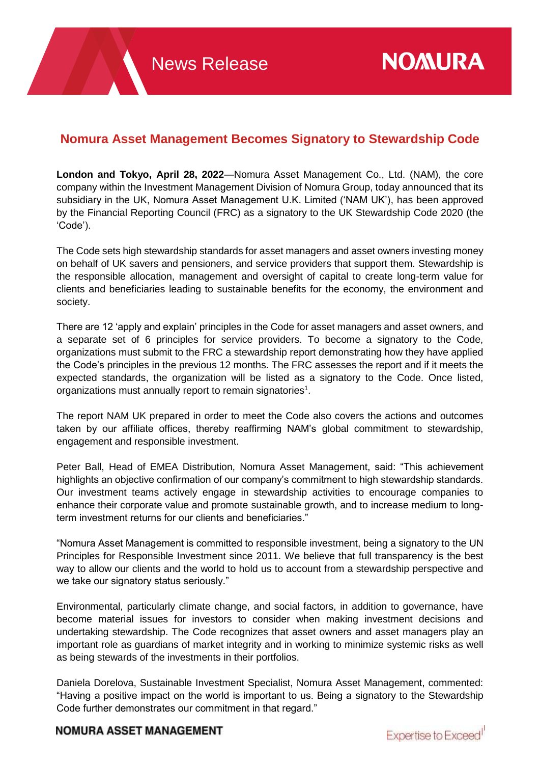# Nomura Asset Management Becomes Signatory to Stewardship Code

**London and Tokyo, April 28, 2022**—Nomura Asset Management Co., Ltd. (NAM), the core company within the Investment Management Division of Nomura Group, today announced that its subsidiary in the UK, Nomura Asset Management U.K. Limited ('NAM UK'), has been approved by the Financial Reporting Council (FRC) as a signatory to the UK Stewardship Code 2020 (the 'Code').

The Code sets high stewardship standards for asset managers and asset owners investing money on behalf of UK savers and pensioners, and service providers that support them. Stewardship is the responsible allocation, management and oversight of capital to create long-term value for clients and beneficiaries leading to sustainable benefits for the economy, the environment and society.

There are 12 'apply and explain' principles in the Code for asset managers and asset owners, and a separate set of 6 principles for service providers. To become a signatory to the Code, organizations must submit to the FRC a stewardship report demonstrating how they have applied the Code's principles in the previous 12 months. The FRC assesses the report and if it meets the expected standards, the organization will be listed as a signatory to the Code. Once listed, organizations must annually report to remain signatories[1].

The report NAM UK prepared in order to meet the Code also covers the actions and outcomes taken by our affiliate offices, thereby reaffirming NAM's global commitment to stewardship, engagement and responsible investment.

Peter Ball, Head of EMEA Distribution, Nomura Asset Management, said: "This achievement highlights an objective confirmation of our company's commitment to high stewardship standards. Our investment teams actively engage in stewardship activities to encourage companies to enhance their corporate value and promote sustainable growth, and to increase medium to long-term investment returns for our clients and beneficiaries."

"Nomura Asset Management is committed to responsible investment, being a signatory to the UN Principles for Responsible Investment since 2011. We believe that full transparency is the best way to allow our clients and the world to hold us to account from a stewardship perspective and we take our signatory status seriously."

Environmental, particularly climate change, and social factors, in addition to governance, have become material issues for investors to consider when making investment decisions and undertaking stewardship. The Code recognizes that asset owners and asset managers play an important role as guardians of market integrity and in working to minimize systemic risks as well as being stewards of the investments in their portfolios.

Daniela Dorelova, Sustainable Investment Specialist, Nomura Asset Management, commented: "Having a positive impact on the world is important to us. Being a signatory to the Stewardship Code further demonstrates our commitment in that regard."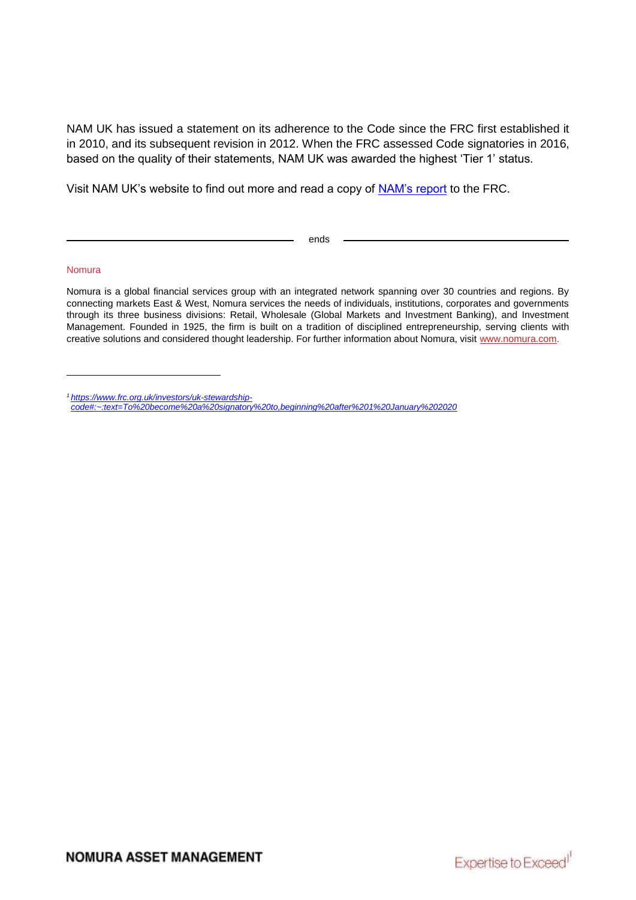NAM UK has issued a statement on its adherence to the Code since the FRC first established it in 2010, and its subsequent revision in 2012. When the FRC assessed Code signatories in 2016, based on the quality of their statements, NAM UK was awarded the highest 'Tier 1' status.

Visit NAM UK's website to find out more and read a copy of NAM's report to the FRC.

ends

Nomura

Nomura is a global financial services group with an integrated network spanning over 30 countries and regions. By connecting markets East & West, Nomura services the needs of individuals, institutions, corporates and governments through its three business divisions: Retail, Wholesale (Global Markets and Investment Banking), and Investment Management. Founded in 1925, the firm is built on a tradition of disciplined entrepreneurship, serving clients with creative solutions and considered thought leadership. For further information about Nomura, visit www.nomura.com.

---

[1] *https://www.frc.org.uk/investors/uk-stewardship-code#:~:text=To%20become%20a%20signatory%20to,beginning%20after%201%20January%202020*